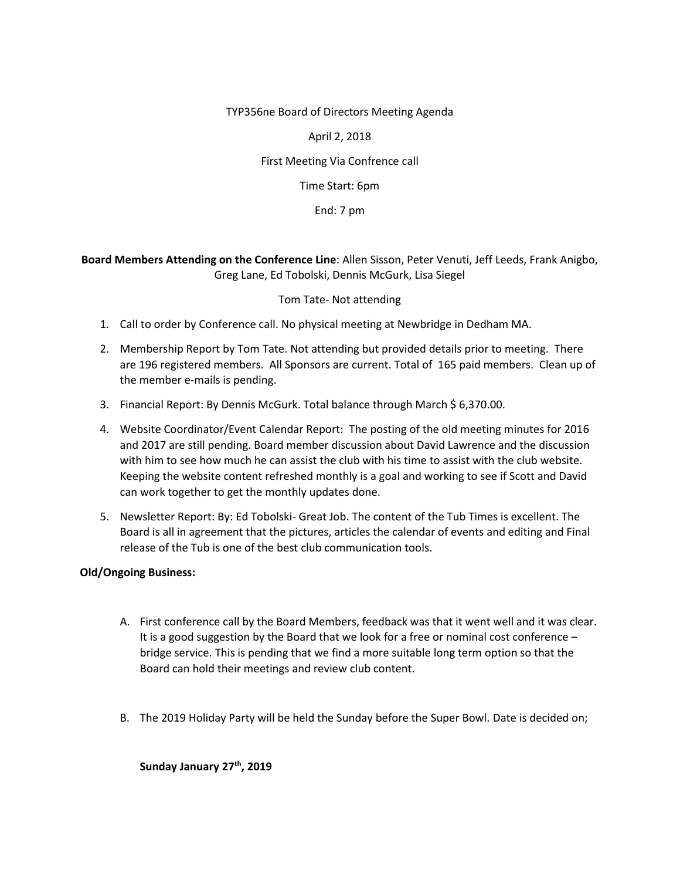TYP356ne Board of Directors Meeting Agenda

April 2, 2018

First Meeting Via Confrence call

Time Start: 6pm

End: 7 pm

**Board Members Attending on the Conference Line**: Allen Sisson, Peter Venuti, Jeff Leeds, Frank Anigbo, Greg Lane, Ed Tobolski, Dennis McGurk, Lisa Siegel

Tom Tate- Not attending

1. Call to order by Conference call. No physical meeting at Newbridge in Dedham MA.
2. Membership Report by Tom Tate. Not attending but provided details prior to meeting. There are 196 registered members. All Sponsors are current. Total of 165 paid members. Clean up of the member e-mails is pending.
3. Financial Report: By Dennis McGurk. Total balance through March $ 6,370.00.
4. Website Coordinator/Event Calendar Report: The posting of the old meeting minutes for 2016 and 2017 are still pending. Board member discussion about David Lawrence and the discussion with him to see how much he can assist the club with his time to assist with the club website. Keeping the website content refreshed monthly is a goal and working to see if Scott and David can work together to get the monthly updates done.
5. Newsletter Report: By: Ed Tobolski- Great Job. The content of the Tub Times is excellent. The Board is all in agreement that the pictures, articles the calendar of events and editing and Final release of the Tub is one of the best club communication tools.

**Old/Ongoing Business:**

A. First conference call by the Board Members, feedback was that it went well and it was clear. It is a good suggestion by the Board that we look for a free or nominal cost conference – bridge service. This is pending that we find a more suitable long term option so that the Board can hold their meetings and review club content.

B. The 2019 Holiday Party will be held the Sunday before the Super Bowl. Date is decided on;

**Sunday January 27th, 2019**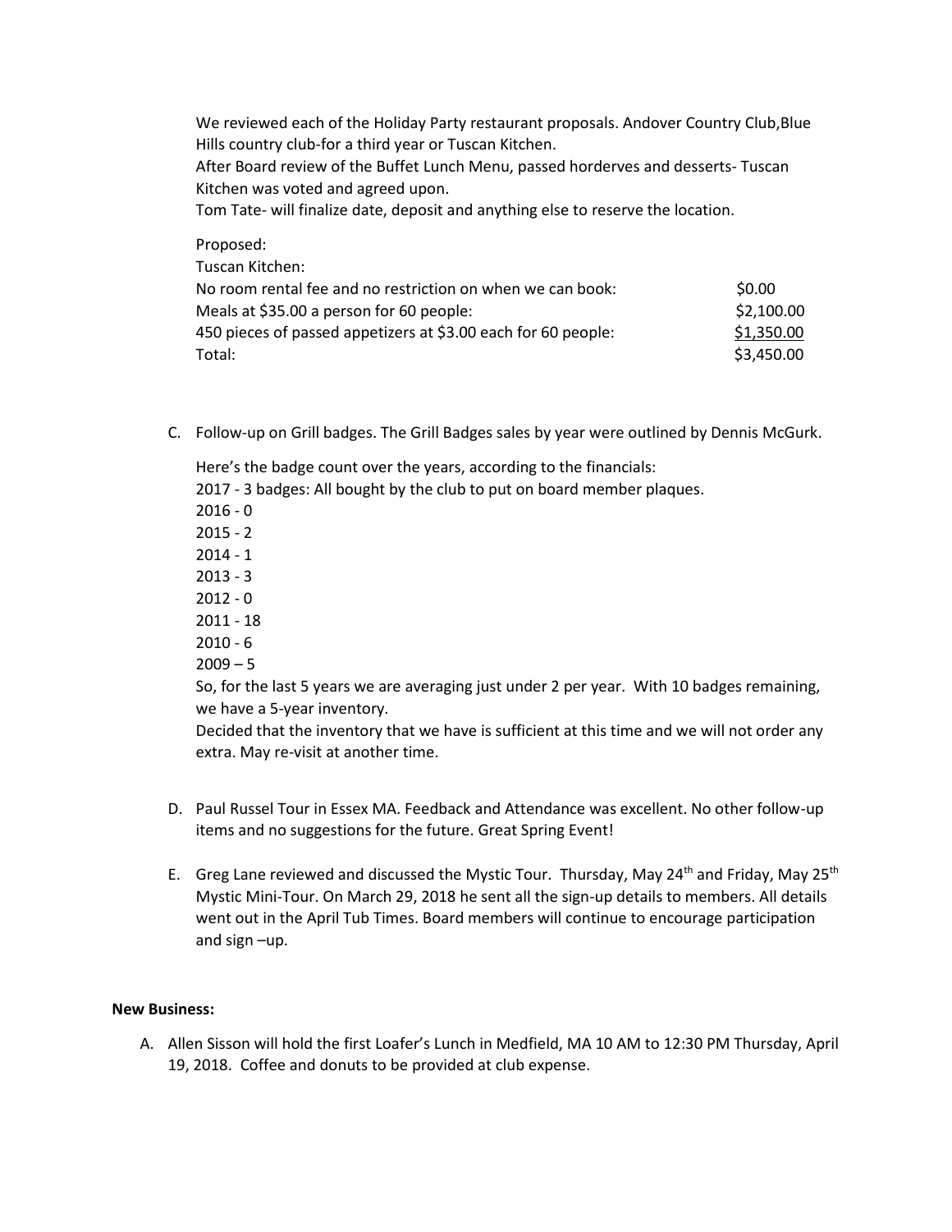We reviewed each of the Holiday Party restaurant proposals. Andover Country Club,Blue Hills country club-for a third year or Tuscan Kitchen.
After Board review of the Buffet Lunch Menu, passed horderves and desserts- Tuscan Kitchen was voted and agreed upon.
Tom Tate- will finalize date, deposit and anything else to reserve the location.

Proposed:
Tuscan Kitchen:

| | |
|---|---|
| No room rental fee and no restriction on when we can book: | \$0.00 |
| Meals at \$35.00 a person for 60 people: | \$2,100.00 |
| 450 pieces of passed appetizers at \$3.00 each for 60 people: | \$1,350.00 |
| Total: | \$3,450.00 |

C. Follow-up on Grill badges. The Grill Badges sales by year were outlined by Dennis McGurk.

   Here's the badge count over the years, according to the financials:
   2017 - 3 badges: All bought by the club to put on board member plaques.
   2016 - 0
   2015 - 2
   2014 - 1
   2013 - 3
   2012 - 0
   2011 - 18
   2010 - 6
   2009 – 5
   So, for the last 5 years we are averaging just under 2 per year. With 10 badges remaining, we have a 5-year inventory.
   Decided that the inventory that we have is sufficient at this time and we will not order any extra. May re-visit at another time.

D. Paul Russel Tour in Essex MA. Feedback and Attendance was excellent. No other follow-up items and no suggestions for the future. Great Spring Event!

E. Greg Lane reviewed and discussed the Mystic Tour. Thursday, May 24th and Friday, May 25th Mystic Mini-Tour. On March 29, 2018 he sent all the sign-up details to members. All details went out in the April Tub Times. Board members will continue to encourage participation and sign –up.

**New Business:**

A. Allen Sisson will hold the first Loafer's Lunch in Medfield, MA 10 AM to 12:30 PM Thursday, April 19, 2018. Coffee and donuts to be provided at club expense.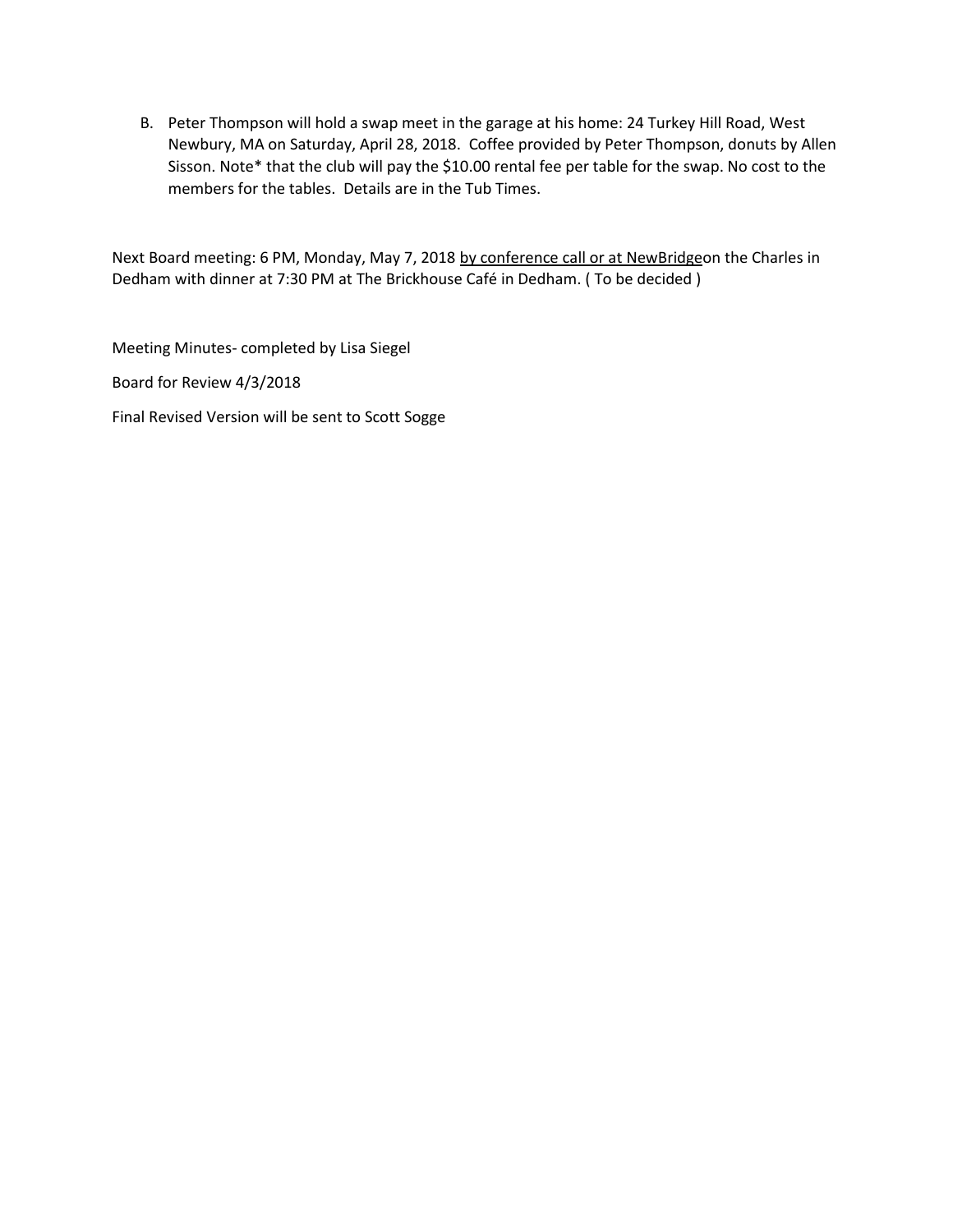B. Peter Thompson will hold a swap meet in the garage at his home: 24 Turkey Hill Road, West Newbury, MA on Saturday, April 28, 2018. Coffee provided by Peter Thompson, donuts by Allen Sisson. Note* that the club will pay the $10.00 rental fee per table for the swap. No cost to the members for the tables. Details are in the Tub Times.

Next Board meeting: 6 PM, Monday, May 7, 2018 <u>by conference call or at NewBridge</u>on the Charles in Dedham with dinner at 7:30 PM at The Brickhouse Café in Dedham. ( To be decided )

Meeting Minutes- completed by Lisa Siegel

Board for Review 4/3/2018

Final Revised Version will be sent to Scott Sogge